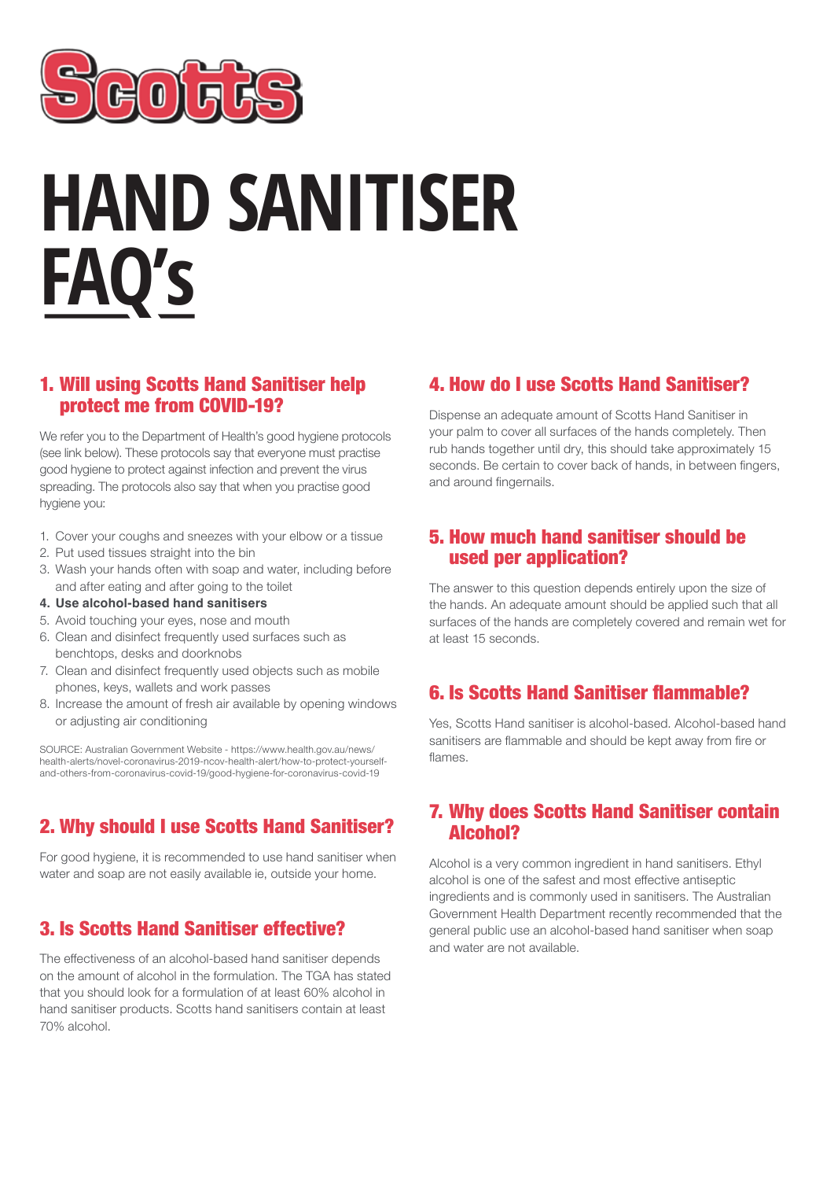Scotts

# HAND SANITISER FAQ's

## 1. Will using Scotts Hand Sanitiser help protect me from COVID-19?

We refer you to the Department of Health's good hygiene protocols (see link below). These protocols say that everyone must practise good hygiene to protect against infection and prevent the virus spreading. The protocols also say that when you practise good hygiene you:

1. Cover your coughs and sneezes with your elbow or a tissue
2. Put used tissues straight into the bin
3. Wash your hands often with soap and water, including before and after eating and after going to the toilet
4. **Use alcohol-based hand sanitisers**
5. Avoid touching your eyes, nose and mouth
6. Clean and disinfect frequently used surfaces such as benchtops, desks and doorknobs
7. Clean and disinfect frequently used objects such as mobile phones, keys, wallets and work passes
8. Increase the amount of fresh air available by opening windows or adjusting air conditioning

SOURCE: Australian Government Website - https://www.health.gov.au/news/health-alerts/novel-coronavirus-2019-ncov-health-alert/how-to-protect-yourself-and-others-from-coronavirus-covid-19/good-hygiene-for-coronavirus-covid-19

## 2. Why should I use Scotts Hand Sanitiser?

For good hygiene, it is recommended to use hand sanitiser when water and soap are not easily available ie, outside your home.

## 3. Is Scotts Hand Sanitiser effective?

The effectiveness of an alcohol-based hand sanitiser depends on the amount of alcohol in the formulation. The TGA has stated that you should look for a formulation of at least 60% alcohol in hand sanitiser products. Scotts hand sanitisers contain at least 70% alcohol.

## 4. How do I use Scotts Hand Sanitiser?

Dispense an adequate amount of Scotts Hand Sanitiser in your palm to cover all surfaces of the hands completely. Then rub hands together until dry, this should take approximately 15 seconds. Be certain to cover back of hands, in between fingers, and around fingernails.

## 5. How much hand sanitiser should be used per application?

The answer to this question depends entirely upon the size of the hands. An adequate amount should be applied such that all surfaces of the hands are completely covered and remain wet for at least 15 seconds.

## 6. Is Scotts Hand Sanitiser flammable?

Yes, Scotts Hand sanitiser is alcohol-based. Alcohol-based hand sanitisers are flammable and should be kept away from fire or flames.

## 7. Why does Scotts Hand Sanitiser contain Alcohol?

Alcohol is a very common ingredient in hand sanitisers. Ethyl alcohol is one of the safest and most effective antiseptic ingredients and is commonly used in sanitisers. The Australian Government Health Department recently recommended that the general public use an alcohol-based hand sanitiser when soap and water are not available.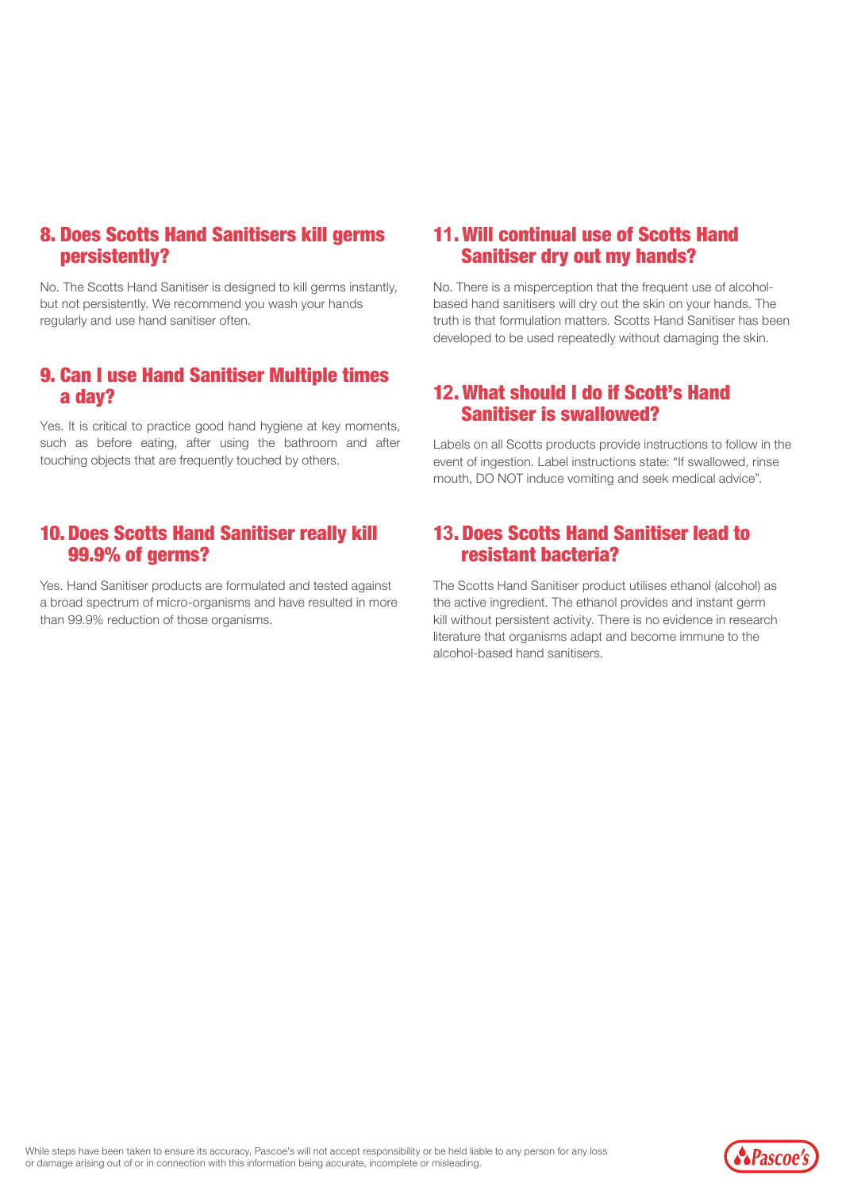## 8. Does Scotts Hand Sanitisers kill germs persistently?

No. The Scotts Hand Sanitiser is designed to kill germs instantly, but not persistently. We recommend you wash your hands regularly and use hand sanitiser often.

## 9. Can I use Hand Sanitiser Multiple times a day?

Yes. It is critical to practice good hand hygiene at key moments, such as before eating, after using the bathroom and after touching objects that are frequently touched by others.

## 10. Does Scotts Hand Sanitiser really kill 99.9% of germs?

Yes. Hand Sanitiser products are formulated and tested against a broad spectrum of micro-organisms and have resulted in more than 99.9% reduction of those organisms.

## 11. Will continual use of Scotts Hand Sanitiser dry out my hands?

No. There is a misperception that the frequent use of alcohol-based hand sanitisers will dry out the skin on your hands. The truth is that formulation matters. Scotts Hand Sanitiser has been developed to be used repeatedly without damaging the skin.

## 12. What should I do if Scott's Hand Sanitiser is swallowed?

Labels on all Scotts products provide instructions to follow in the event of ingestion. Label instructions state: "If swallowed, rinse mouth, DO NOT induce vomiting and seek medical advice".

## 13. Does Scotts Hand Sanitiser lead to resistant bacteria?

The Scotts Hand Sanitiser product utilises ethanol (alcohol) as the active ingredient. The ethanol provides and instant germ kill without persistent activity. There is no evidence in research literature that organisms adapt and become immune to the alcohol-based hand sanitisers.

While steps have been taken to ensure its accuracy, Pascoe's will not accept responsibility or be held liable to any person for any loss or damage arising out of or in connection with this information being accurate, incomplete or misleading.

Pascoe's